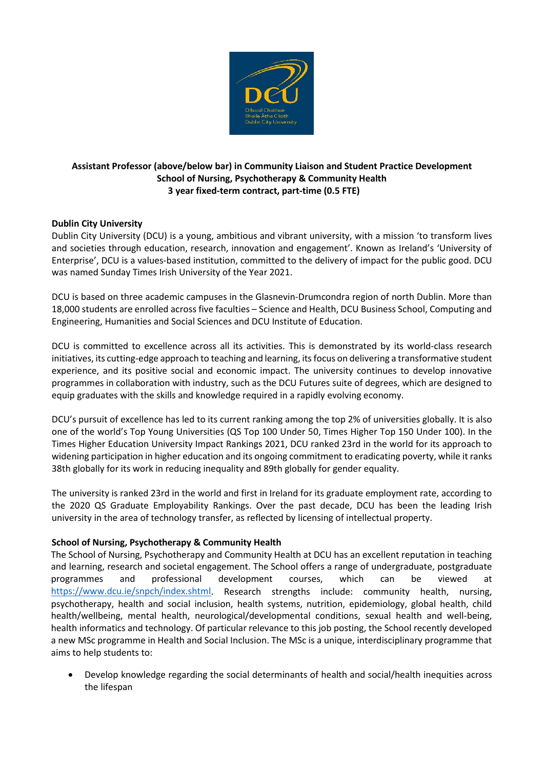**Assistant Professor (above/below bar) in Community Liaison and Student Practice Development**
**School of Nursing, Psychotherapy & Community Health**
**3 year fixed-term contract, part-time (0.5 FTE)**

## Dublin City University

Dublin City University (DCU) is a young, ambitious and vibrant university, with a mission 'to transform lives and societies through education, research, innovation and engagement'. Known as Ireland's 'University of Enterprise', DCU is a values-based institution, committed to the delivery of impact for the public good. DCU was named Sunday Times Irish University of the Year 2021.

DCU is based on three academic campuses in the Glasnevin-Drumcondra region of north Dublin. More than 18,000 students are enrolled across five faculties – Science and Health, DCU Business School, Computing and Engineering, Humanities and Social Sciences and DCU Institute of Education.

DCU is committed to excellence across all its activities. This is demonstrated by its world-class research initiatives, its cutting-edge approach to teaching and learning, its focus on delivering a transformative student experience, and its positive social and economic impact. The university continues to develop innovative programmes in collaboration with industry, such as the DCU Futures suite of degrees, which are designed to equip graduates with the skills and knowledge required in a rapidly evolving economy.

DCU's pursuit of excellence has led to its current ranking among the top 2% of universities globally. It is also one of the world's Top Young Universities (QS Top 100 Under 50, Times Higher Top 150 Under 100). In the Times Higher Education University Impact Rankings 2021, DCU ranked 23rd in the world for its approach to widening participation in higher education and its ongoing commitment to eradicating poverty, while it ranks 38th globally for its work in reducing inequality and 89th globally for gender equality.

The university is ranked 23rd in the world and first in Ireland for its graduate employment rate, according to the 2020 QS Graduate Employability Rankings. Over the past decade, DCU has been the leading Irish university in the area of technology transfer, as reflected by licensing of intellectual property.

## School of Nursing, Psychotherapy & Community Health

The School of Nursing, Psychotherapy and Community Health at DCU has an excellent reputation in teaching and learning, research and societal engagement. The School offers a range of undergraduate, postgraduate programmes and professional development courses, which can be viewed at https://www.dcu.ie/snpch/index.shtml. Research strengths include: community health, nursing, psychotherapy, health and social inclusion, health systems, nutrition, epidemiology, global health, child health/wellbeing, mental health, neurological/developmental conditions, sexual health and well-being, health informatics and technology. Of particular relevance to this job posting, the School recently developed a new MSc programme in Health and Social Inclusion. The MSc is a unique, interdisciplinary programme that aims to help students to:

- Develop knowledge regarding the social determinants of health and social/health inequities across the lifespan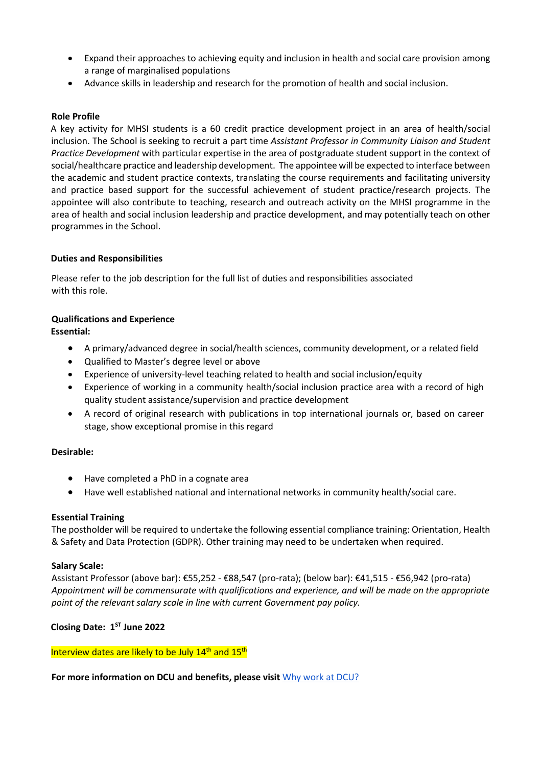- Expand their approaches to achieving equity and inclusion in health and social care provision among a range of marginalised populations
- Advance skills in leadership and research for the promotion of health and social inclusion.

**Role Profile**

A key activity for MHSI students is a 60 credit practice development project in an area of health/social inclusion. The School is seeking to recruit a part time *Assistant Professor in Community Liaison and Student Practice Development* with particular expertise in the area of postgraduate student support in the context of social/healthcare practice and leadership development. The appointee will be expected to interface between the academic and student practice contexts, translating the course requirements and facilitating university and practice based support for the successful achievement of student practice/research projects. The appointee will also contribute to teaching, research and outreach activity on the MHSI programme in the area of health and social inclusion leadership and practice development, and may potentially teach on other programmes in the School.

**Duties and Responsibilities**

Please refer to the job description for the full list of duties and responsibilities associated with this role.

**Qualifications and Experience**

**Essential:**

- A primary/advanced degree in social/health sciences, community development, or a related field
- Qualified to Master's degree level or above
- Experience of university-level teaching related to health and social inclusion/equity
- Experience of working in a community health/social inclusion practice area with a record of high quality student assistance/supervision and practice development
- A record of original research with publications in top international journals or, based on career stage, show exceptional promise in this regard

**Desirable:**

- Have completed a PhD in a cognate area
- Have well established national and international networks in community health/social care.

**Essential Training**

The postholder will be required to undertake the following essential compliance training: Orientation, Health & Safety and Data Protection (GDPR). Other training may need to be undertaken when required.

**Salary Scale:**

Assistant Professor (above bar): €55,252 - €88,547 (pro-rata); (below bar): €41,515 - €56,942 (pro-rata)
*Appointment will be commensurate with qualifications and experience, and will be made on the appropriate point of the relevant salary scale in line with current Government pay policy.*

**Closing Date: 1ST June 2022**

Interview dates are likely to be July 14th and 15th

**For more information on DCU and benefits, please visit** [Why work at DCU?]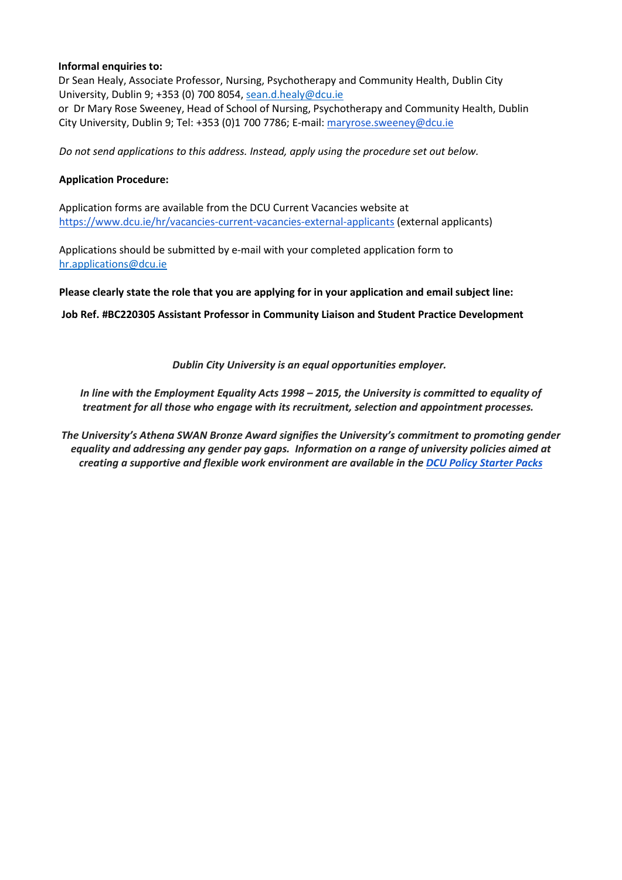**Informal enquiries to:**

Dr Sean Healy, Associate Professor, Nursing, Psychotherapy and Community Health, Dublin City University, Dublin 9; +353 (0) 700 8054, sean.d.healy@dcu.ie
or Dr Mary Rose Sweeney, Head of School of Nursing, Psychotherapy and Community Health, Dublin City University, Dublin 9; Tel: +353 (0)1 700 7786; E-mail: maryrose.sweeney@dcu.ie

*Do not send applications to this address. Instead, apply using the procedure set out below.*

**Application Procedure:**

Application forms are available from the DCU Current Vacancies website at https://www.dcu.ie/hr/vacancies-current-vacancies-external-applicants (external applicants)

Applications should be submitted by e-mail with your completed application form to hr.applications@dcu.ie

**Please clearly state the role that you are applying for in your application and email subject line:**

**Job Ref. #BC220305 Assistant Professor in Community Liaison and Student Practice Development**

***Dublin City University is an equal opportunities employer.***

***In line with the Employment Equality Acts 1998 – 2015, the University is committed to equality of treatment for all those who engage with its recruitment, selection and appointment processes.***

***The University's Athena SWAN Bronze Award signifies the University's commitment to promoting gender equality and addressing any gender pay gaps. Information on a range of university policies aimed at creating a supportive and flexible work environment are available in the DCU Policy Starter Packs***